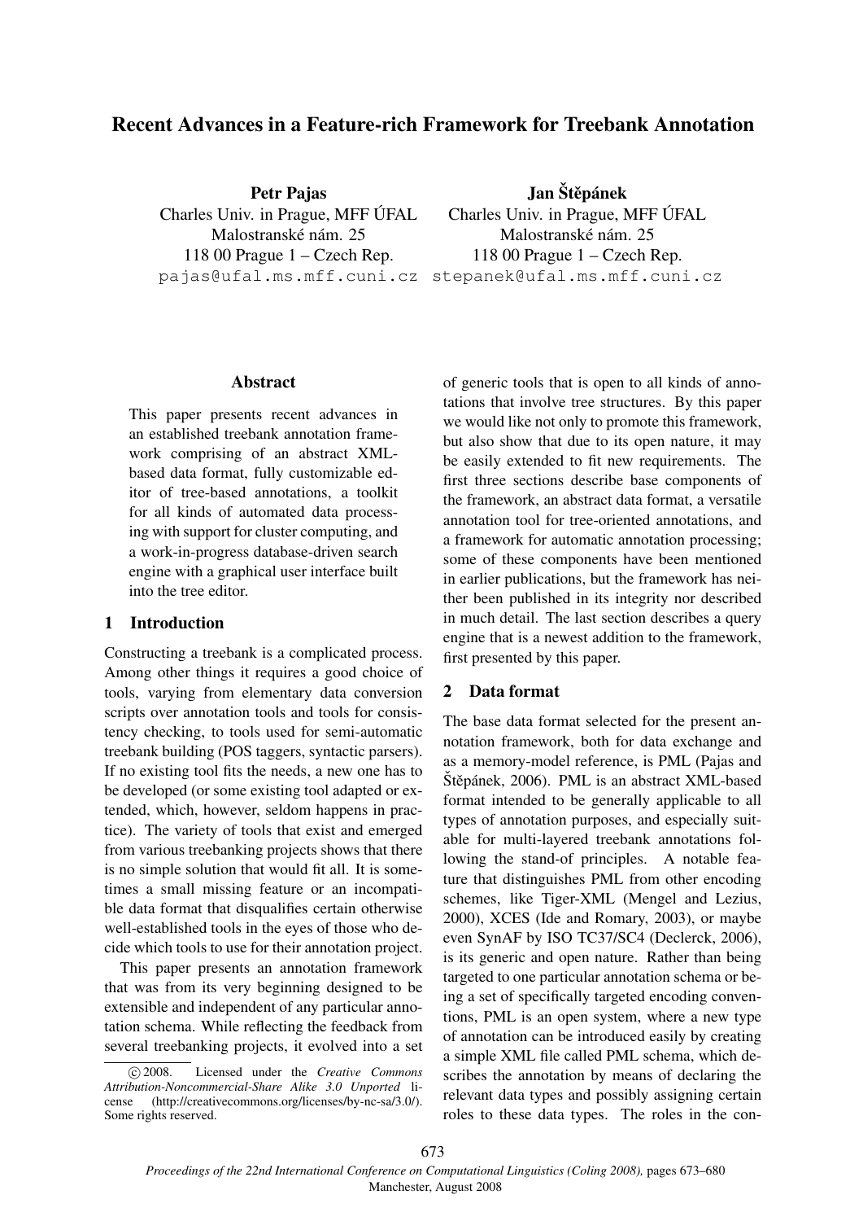# Recent Advances in a Feature-rich Framework for Treebank Annotation

**Petr Pajas**
Charles Univ. in Prague, MFF ÚFAL
Malostranské nám. 25
118 00 Prague 1 – Czech Rep.
pajas@ufal.ms.mff.cuni.cz

**Jan Štěpánek**
Charles Univ. in Prague, MFF ÚFAL
Malostranské nám. 25
118 00 Prague 1 – Czech Rep.
stepanek@ufal.ms.mff.cuni.cz

## Abstract

This paper presents recent advances in an established treebank annotation framework comprising of an abstract XML-based data format, fully customizable editor of tree-based annotations, a toolkit for all kinds of automated data processing with support for cluster computing, and a work-in-progress database-driven search engine with a graphical user interface built into the tree editor.

## 1 Introduction

Constructing a treebank is a complicated process. Among other things it requires a good choice of tools, varying from elementary data conversion scripts over annotation tools and tools for consistency checking, to tools used for semi-automatic treebank building (POS taggers, syntactic parsers). If no existing tool fits the needs, a new one has to be developed (or some existing tool adapted or extended, which, however, seldom happens in practice). The variety of tools that exist and emerged from various treebanking projects shows that there is no simple solution that would fit all. It is sometimes a small missing feature or an incompatible data format that disqualifies certain otherwise well-established tools in the eyes of those who decide which tools to use for their annotation project.

This paper presents an annotation framework that was from its very beginning designed to be extensible and independent of any particular annotation schema. While reflecting the feedback from several treebanking projects, it evolved into a set of generic tools that is open to all kinds of annotations that involve tree structures. By this paper we would like not only to promote this framework, but also show that due to its open nature, it may be easily extended to fit new requirements. The first three sections describe base components of the framework, an abstract data format, a versatile annotation tool for tree-oriented annotations, and a framework for automatic annotation processing; some of these components have been mentioned in earlier publications, but the framework has neither been published in its integrity nor described in much detail. The last section describes a query engine that is a newest addition to the framework, first presented by this paper.

## 2 Data format

The base data format selected for the present annotation framework, both for data exchange and as a memory-model reference, is PML (Pajas and Štěpánek, 2006). PML is an abstract XML-based format intended to be generally applicable to all types of annotation purposes, and especially suitable for multi-layered treebank annotations following the stand-of principles. A notable feature that distinguishes PML from other encoding schemes, like Tiger-XML (Mengel and Lezius, 2000), XCES (Ide and Romary, 2003), or maybe even SynAF by ISO TC37/SC4 (Declerck, 2006), is its generic and open nature. Rather than being targeted to one particular annotation schema or being a set of specifically targeted encoding conventions, PML is an open system, where a new type of annotation can be introduced easily by creating a simple XML file called PML schema, which describes the annotation by means of declaring the relevant data types and possibly assigning certain roles to these data types. The roles in the con-

© 2008. Licensed under the *Creative Commons Attribution-Noncommercial-Share Alike 3.0 Unported* license (http://creativecommons.org/licenses/by-nc-sa/3.0/). Some rights reserved.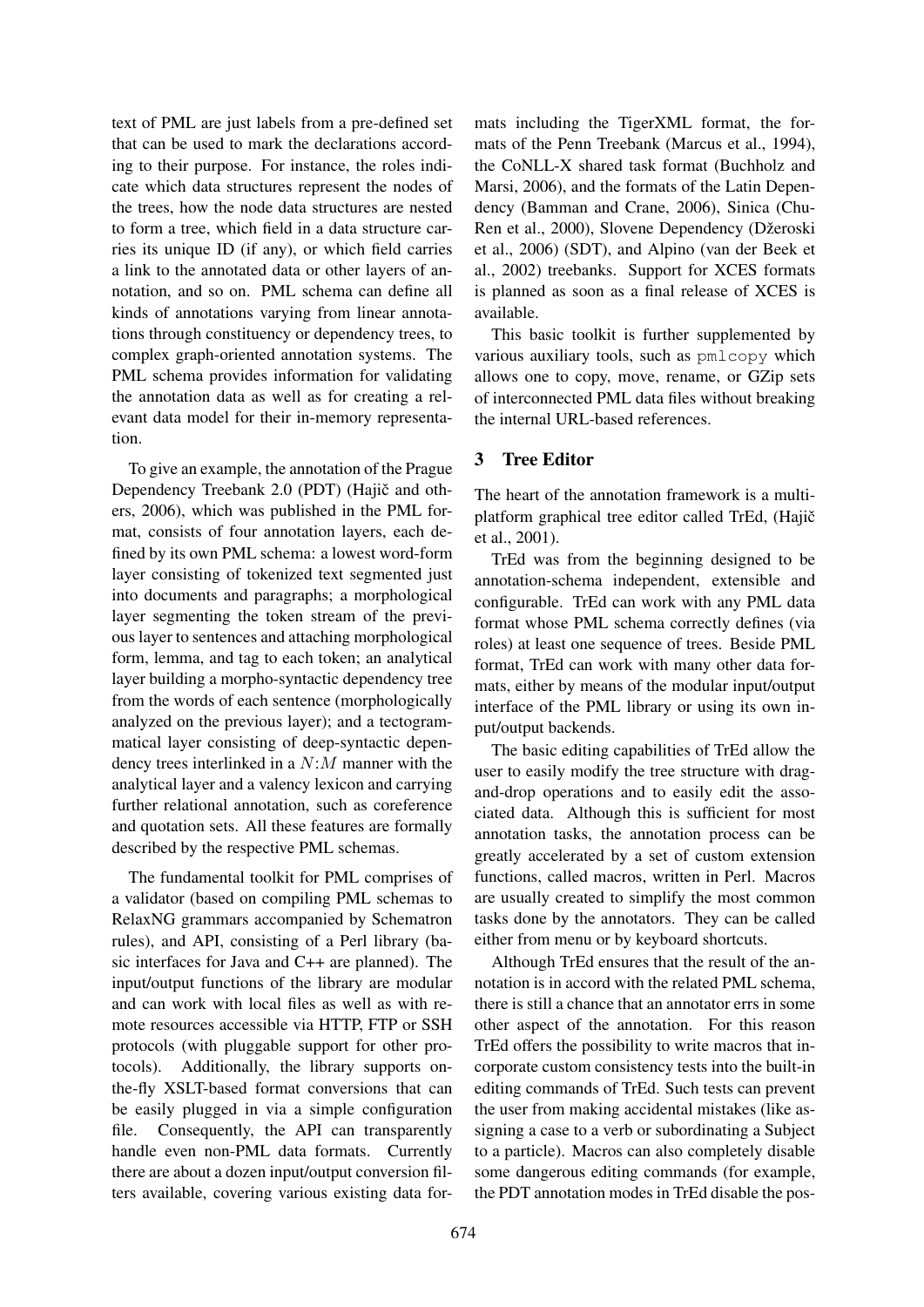text of PML are just labels from a pre-defined set that can be used to mark the declarations according to their purpose. For instance, the roles indicate which data structures represent the nodes of the trees, how the node data structures are nested to form a tree, which field in a data structure carries its unique ID (if any), or which field carries a link to the annotated data or other layers of annotation, and so on. PML schema can define all kinds of annotations varying from linear annotations through constituency or dependency trees, to complex graph-oriented annotation systems. The PML schema provides information for validating the annotation data as well as for creating a relevant data model for their in-memory representation.

To give an example, the annotation of the Prague Dependency Treebank 2.0 (PDT) (Hajič and others, 2006), which was published in the PML format, consists of four annotation layers, each defined by its own PML schema: a lowest word-form layer consisting of tokenized text segmented just into documents and paragraphs; a morphological layer segmenting the token stream of the previous layer to sentences and attaching morphological form, lemma, and tag to each token; an analytical layer building a morpho-syntactic dependency tree from the words of each sentence (morphologically analyzed on the previous layer); and a tectogrammatical layer consisting of deep-syntactic dependency trees interlinked in a $N{:}M$ manner with the analytical layer and a valency lexicon and carrying further relational annotation, such as coreference and quotation sets. All these features are formally described by the respective PML schemas.

The fundamental toolkit for PML comprises of a validator (based on compiling PML schemas to RelaxNG grammars accompanied by Schematron rules), and API, consisting of a Perl library (basic interfaces for Java and C++ are planned). The input/output functions of the library are modular and can work with local files as well as with remote resources accessible via HTTP, FTP or SSH protocols (with pluggable support for other protocols). Additionally, the library supports on-the-fly XSLT-based format conversions that can be easily plugged in via a simple configuration file. Consequently, the API can transparently handle even non-PML data formats. Currently there are about a dozen input/output conversion filters available, covering various existing data formats including the TigerXML format, the formats of the Penn Treebank (Marcus et al., 1994), the CoNLL-X shared task format (Buchholz and Marsi, 2006), and the formats of the Latin Dependency (Bamman and Crane, 2006), Sinica (Chu-Ren et al., 2000), Slovene Dependency (Džeroski et al., 2006) (SDT), and Alpino (van der Beek et al., 2002) treebanks. Support for XCES formats is planned as soon as a final release of XCES is available.

This basic toolkit is further supplemented by various auxiliary tools, such as `pmlcopy` which allows one to copy, move, rename, or GZip sets of interconnected PML data files without breaking the internal URL-based references.

## 3 Tree Editor

The heart of the annotation framework is a multi-platform graphical tree editor called TrEd, (Hajič et al., 2001).

TrEd was from the beginning designed to be annotation-schema independent, extensible and configurable. TrEd can work with any PML data format whose PML schema correctly defines (via roles) at least one sequence of trees. Beside PML format, TrEd can work with many other data formats, either by means of the modular input/output interface of the PML library or using its own input/output backends.

The basic editing capabilities of TrEd allow the user to easily modify the tree structure with drag-and-drop operations and to easily edit the associated data. Although this is sufficient for most annotation tasks, the annotation process can be greatly accelerated by a set of custom extension functions, called macros, written in Perl. Macros are usually created to simplify the most common tasks done by the annotators. They can be called either from menu or by keyboard shortcuts.

Although TrEd ensures that the result of the annotation is in accord with the related PML schema, there is still a chance that an annotator errs in some other aspect of the annotation. For this reason TrEd offers the possibility to write macros that incorporate custom consistency tests into the built-in editing commands of TrEd. Such tests can prevent the user from making accidental mistakes (like assigning a case to a verb or subordinating a Subject to a particle). Macros can also completely disable some dangerous editing commands (for example, the PDT annotation modes in TrEd disable the pos-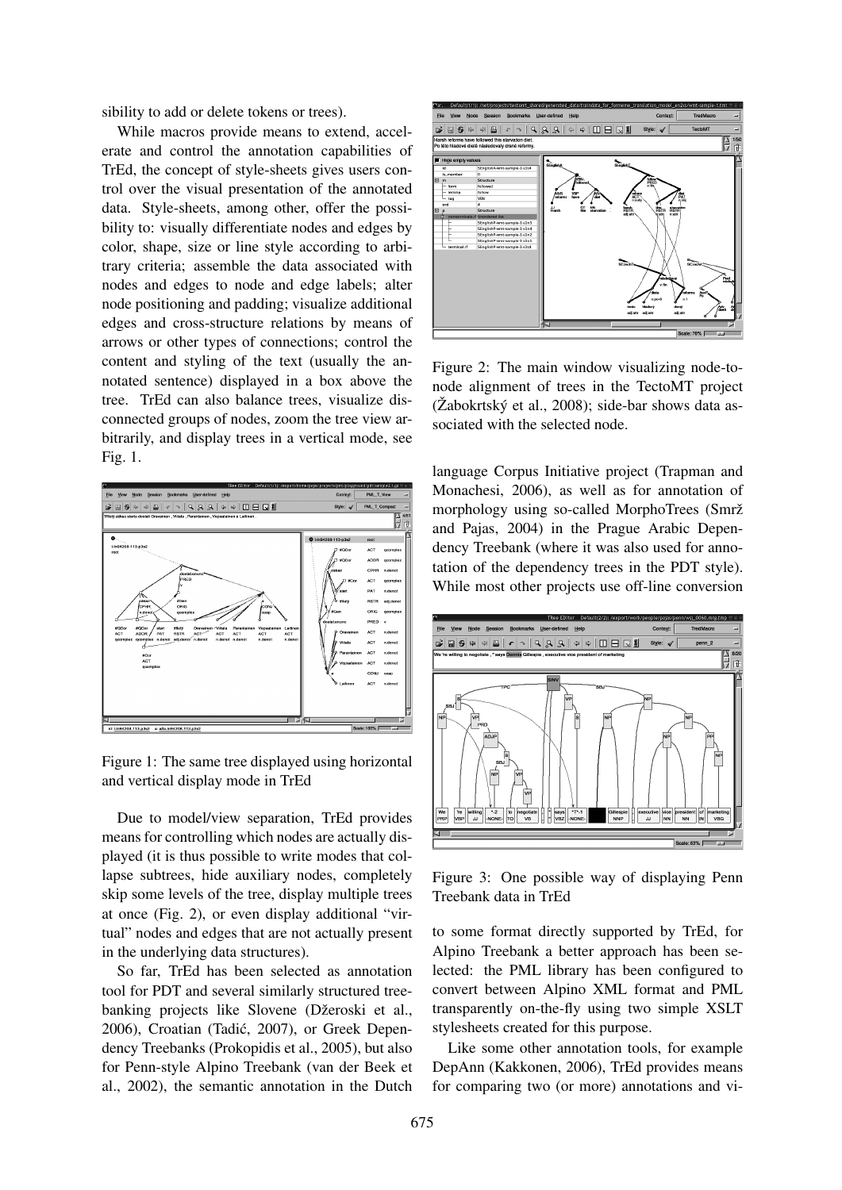sibility to add or delete tokens or trees).

While macros provide means to extend, accelerate and control the annotation capabilities of TrEd, the concept of style-sheets gives users control over the visual presentation of the annotated data. Style-sheets, among other, offer the possibility to: visually differentiate nodes and edges by color, shape, size or line style according to arbitrary criteria; assemble the data associated with nodes and edges to node and edge labels; alter node positioning and padding; visualize additional edges and cross-structure relations by means of arrows or other types of connections; control the content and styling of the text (usually the annotated sentence) displayed in a box above the tree. TrEd can also balance trees, visualize disconnected groups of nodes, zoom the tree view arbitrarily, and display trees in a vertical mode, see Fig. 1.

Figure 1: The same tree displayed using horizontal and vertical display mode in TrEd

Due to model/view separation, TrEd provides means for controlling which nodes are actually displayed (it is thus possible to write modes that collapse subtrees, hide auxiliary nodes, completely skip some levels of the tree, display multiple trees at once (Fig. 2), or even display additional "virtual" nodes and edges that are not actually present in the underlying data structures).

So far, TrEd has been selected as annotation tool for PDT and several similarly structured treebanking projects like Slovene (Džeroski et al., 2006), Croatian (Tadić, 2007), or Greek Dependency Treebanks (Prokopidis et al., 2005), but also for Penn-style Alpino Treebank (van der Beek et al., 2002), the semantic annotation in the Dutch language Corpus Initiative project (Trapman and Monachesi, 2006), as well as for annotation of morphology using so-called MorphoTrees (Smrž and Pajas, 2004) in the Prague Arabic Dependency Treebank (where it was also used for annotation of the dependency trees in the PDT style). While most other projects use off-line conversion to some format directly supported by TrEd, for Alpino Treebank a better approach has been selected: the PML library has been configured to convert between Alpino XML format and PML transparently on-the-fly using two simple XSLT stylesheets created for this purpose.

Figure 2: The main window visualizing node-to-node alignment of trees in the TectoMT project (Žabokrtský et al., 2008); side-bar shows data associated with the selected node.

Figure 3: One possible way of displaying Penn Treebank data in TrEd

Like some other annotation tools, for example DepAnn (Kakkonen, 2006), TrEd provides means for comparing two (or more) annotations and vi-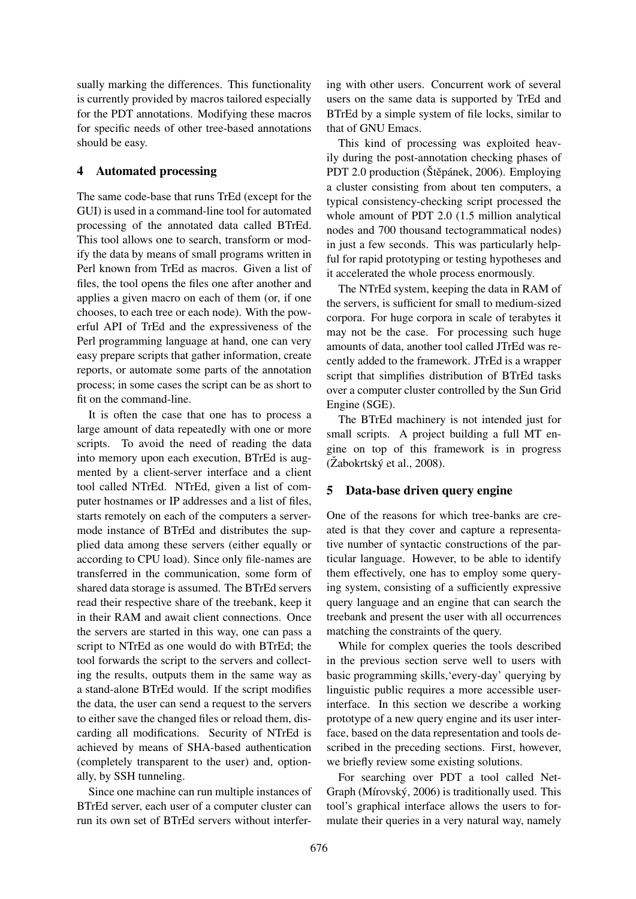sually marking the differences. This functionality is currently provided by macros tailored especially for the PDT annotations. Modifying these macros for specific needs of other tree-based annotations should be easy.

## 4 Automated processing

The same code-base that runs TrEd (except for the GUI) is used in a command-line tool for automated processing of the annotated data called BTrEd. This tool allows one to search, transform or modify the data by means of small programs written in Perl known from TrEd as macros. Given a list of files, the tool opens the files one after another and applies a given macro on each of them (or, if one chooses, to each tree or each node). With the powerful API of TrEd and the expressiveness of the Perl programming language at hand, one can very easy prepare scripts that gather information, create reports, or automate some parts of the annotation process; in some cases the script can be as short to fit on the command-line.

It is often the case that one has to process a large amount of data repeatedly with one or more scripts. To avoid the need of reading the data into memory upon each execution, BTrEd is augmented by a client-server interface and a client tool called NTrEd. NTrEd, given a list of computer hostnames or IP addresses and a list of files, starts remotely on each of the computers a server-mode instance of BTrEd and distributes the supplied data among these servers (either equally or according to CPU load). Since only file-names are transferred in the communication, some form of shared data storage is assumed. The BTrEd servers read their respective share of the treebank, keep it in their RAM and await client connections. Once the servers are started in this way, one can pass a script to NTrEd as one would do with BTrEd; the tool forwards the script to the servers and collecting the results, outputs them in the same way as a stand-alone BTrEd would. If the script modifies the data, the user can send a request to the servers to either save the changed files or reload them, discarding all modifications. Security of NTrEd is achieved by means of SHA-based authentication (completely transparent to the user) and, optionally, by SSH tunneling.

Since one machine can run multiple instances of BTrEd server, each user of a computer cluster can run its own set of BTrEd servers without interfering with other users. Concurrent work of several users on the same data is supported by TrEd and BTrEd by a simple system of file locks, similar to that of GNU Emacs.

This kind of processing was exploited heavily during the post-annotation checking phases of PDT 2.0 production (Štěpánek, 2006). Employing a cluster consisting from about ten computers, a typical consistency-checking script processed the whole amount of PDT 2.0 (1.5 million analytical nodes and 700 thousand tectogrammatical nodes) in just a few seconds. This was particularly helpful for rapid prototyping or testing hypotheses and it accelerated the whole process enormously.

The NTrEd system, keeping the data in RAM of the servers, is sufficient for small to medium-sized corpora. For huge corpora in scale of terabytes it may not be the case. For processing such huge amounts of data, another tool called JTrEd was recently added to the framework. JTrEd is a wrapper script that simplifies distribution of BTrEd tasks over a computer cluster controlled by the Sun Grid Engine (SGE).

The BTrEd machinery is not intended just for small scripts. A project building a full MT engine on top of this framework is in progress (Žabokrtský et al., 2008).

## 5 Data-base driven query engine

One of the reasons for which tree-banks are created is that they cover and capture a representative number of syntactic constructions of the particular language. However, to be able to identify them effectively, one has to employ some querying system, consisting of a sufficiently expressive query language and an engine that can search the treebank and present the user with all occurrences matching the constraints of the query.

While for complex queries the tools described in the previous section serve well to users with basic programming skills,'every-day' querying by linguistic public requires a more accessible user-interface. In this section we describe a working prototype of a new query engine and its user interface, based on the data representation and tools described in the preceding sections. First, however, we briefly review some existing solutions.

For searching over PDT a tool called Net-Graph (Mírovský, 2006) is traditionally used. This tool's graphical interface allows the users to formulate their queries in a very natural way, namely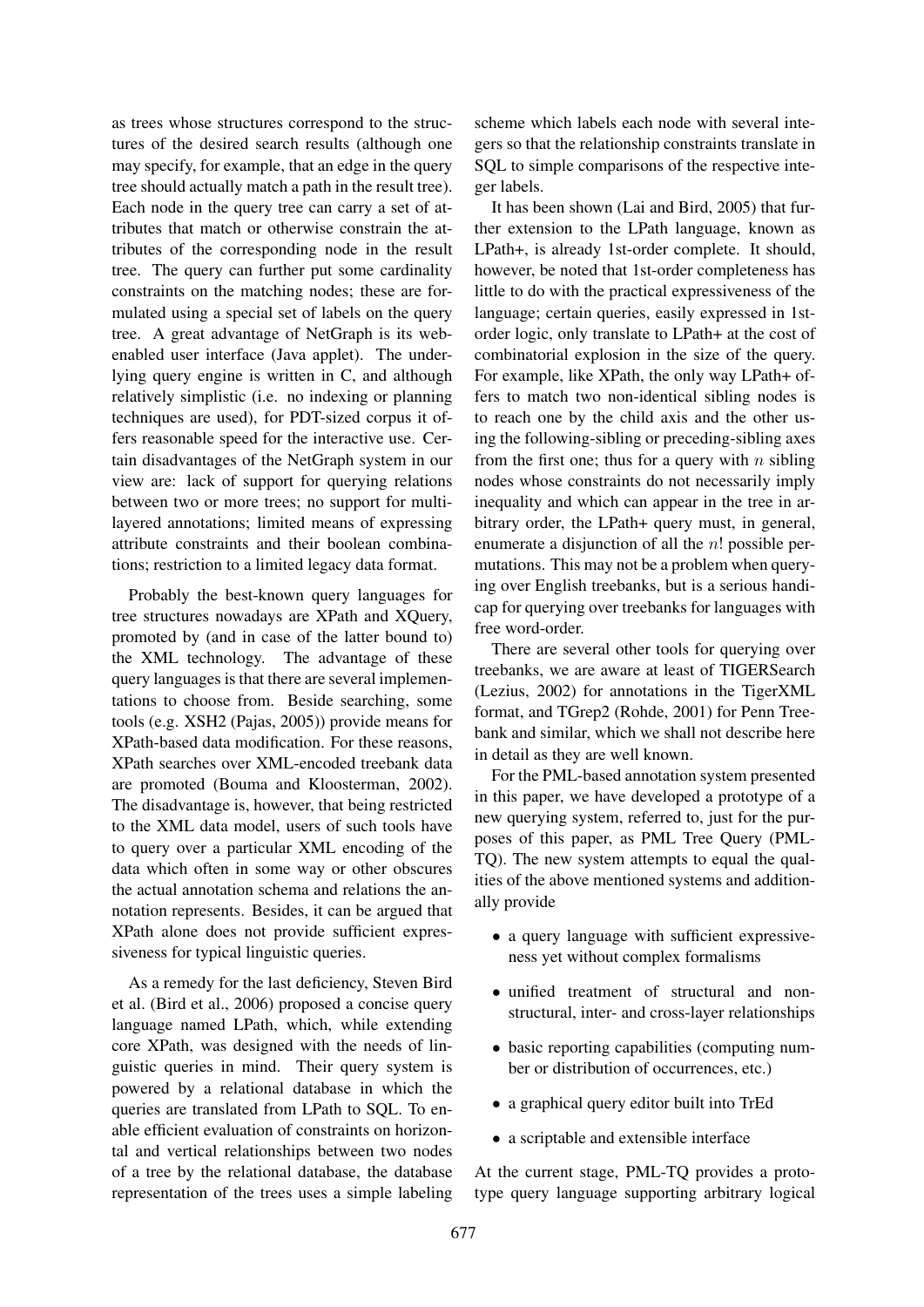as trees whose structures correspond to the structures of the desired search results (although one may specify, for example, that an edge in the query tree should actually match a path in the result tree). Each node in the query tree can carry a set of attributes that match or otherwise constrain the attributes of the corresponding node in the result tree. The query can further put some cardinality constraints on the matching nodes; these are formulated using a special set of labels on the query tree. A great advantage of NetGraph is its web-enabled user interface (Java applet). The underlying query engine is written in C, and although relatively simplistic (i.e. no indexing or planning techniques are used), for PDT-sized corpus it offers reasonable speed for the interactive use. Certain disadvantages of the NetGraph system in our view are: lack of support for querying relations between two or more trees; no support for multi-layered annotations; limited means of expressing attribute constraints and their boolean combinations; restriction to a limited legacy data format.

Probably the best-known query languages for tree structures nowadays are XPath and XQuery, promoted by (and in case of the latter bound to) the XML technology. The advantage of these query languages is that there are several implementations to choose from. Beside searching, some tools (e.g. XSH2 (Pajas, 2005)) provide means for XPath-based data modification. For these reasons, XPath searches over XML-encoded treebank data are promoted (Bouma and Kloosterman, 2002). The disadvantage is, however, that being restricted to the XML data model, users of such tools have to query over a particular XML encoding of the data which often in some way or other obscures the actual annotation schema and relations the annotation represents. Besides, it can be argued that XPath alone does not provide sufficient expressiveness for typical linguistic queries.

As a remedy for the last deficiency, Steven Bird et al. (Bird et al., 2006) proposed a concise query language named LPath, which, while extending core XPath, was designed with the needs of linguistic queries in mind. Their query system is powered by a relational database in which the queries are translated from LPath to SQL. To enable efficient evaluation of constraints on horizontal and vertical relationships between two nodes of a tree by the relational database, the database representation of the trees uses a simple labeling scheme which labels each node with several integers so that the relationship constraints translate in SQL to simple comparisons of the respective integer labels.

It has been shown (Lai and Bird, 2005) that further extension to the LPath language, known as LPath+, is already 1st-order complete. It should, however, be noted that 1st-order completeness has little to do with the practical expressiveness of the language; certain queries, easily expressed in 1st-order logic, only translate to LPath+ at the cost of combinatorial explosion in the size of the query. For example, like XPath, the only way LPath+ offers to match two non-identical sibling nodes is to reach one by the child axis and the other using the following-sibling or preceding-sibling axes from the first one; thus for a query with $n$ sibling nodes whose constraints do not necessarily imply inequality and which can appear in the tree in arbitrary order, the LPath+ query must, in general, enumerate a disjunction of all the $n!$ possible permutations. This may not be a problem when querying over English treebanks, but is a serious handicap for querying over treebanks for languages with free word-order.

There are several other tools for querying over treebanks, we are aware at least of TIGERSearch (Lezius, 2002) for annotations in the TigerXML format, and TGrep2 (Rohde, 2001) for Penn Treebank and similar, which we shall not describe here in detail as they are well known.

For the PML-based annotation system presented in this paper, we have developed a prototype of a new querying system, referred to, just for the purposes of this paper, as PML Tree Query (PML-TQ). The new system attempts to equal the qualities of the above mentioned systems and additionally provide

- a query language with sufficient expressiveness yet without complex formalisms
- unified treatment of structural and non-structural, inter- and cross-layer relationships
- basic reporting capabilities (computing number or distribution of occurrences, etc.)
- a graphical query editor built into TrEd
- a scriptable and extensible interface

At the current stage, PML-TQ provides a prototype query language supporting arbitrary logical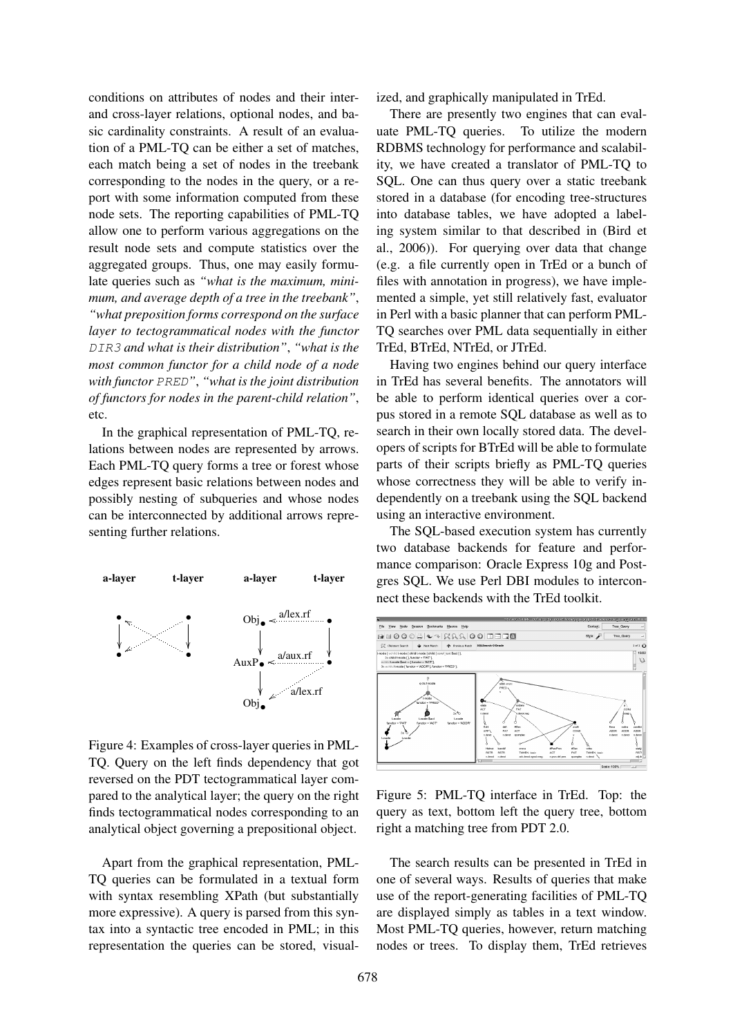conditions on attributes of nodes and their inter- and cross-layer relations, optional nodes, and basic cardinality constraints. A result of an evaluation of a PML-TQ can be either a set of matches, each match being a set of nodes in the treebank corresponding to the nodes in the query, or a report with some information computed from these node sets. The reporting capabilities of PML-TQ allow one to perform various aggregations on the result node sets and compute statistics over the aggregated groups. Thus, one may easily formulate queries such as *"what is the maximum, minimum, and average depth of a tree in the treebank"*, *"what preposition forms correspond on the surface layer to tectogrammatical nodes with the functor `DIR3` and what is their distribution"*, *"what is the most common functor for a child node of a node with functor `PRED`"*, *"what is the joint distribution of functors for nodes in the parent-child relation"*, etc.

In the graphical representation of PML-TQ, relations between nodes are represented by arrows. Each PML-TQ query forms a tree or forest whose edges represent basic relations between nodes and possibly nesting of subqueries and whose nodes can be interconnected by additional arrows representing further relations.

Figure 4: Examples of cross-layer queries in PML-TQ. Query on the left finds dependency that got reversed on the PDT tectogrammatical layer compared to the analytical layer; the query on the right finds tectogrammatical nodes corresponding to an analytical object governing a prepositional object.

Apart from the graphical representation, PML-TQ queries can be formulated in a textual form with syntax resembling XPath (but substantially more expressive). A query is parsed from this syntax into a syntactic tree encoded in PML; in this representation the queries can be stored, visualized, and graphically manipulated in TrEd.

There are presently two engines that can evaluate PML-TQ queries. To utilize the modern RDBMS technology for performance and scalability, we have created a translator of PML-TQ to SQL. One can thus query over a static treebank stored in a database (for encoding tree-structures into database tables, we have adopted a labeling system similar to that described in (Bird et al., 2006)). For querying over data that change (e.g. a file currently open in TrEd or a bunch of files with annotation in progress), we have implemented a simple, yet still relatively fast, evaluator in Perl with a basic planner that can perform PML-TQ searches over PML data sequentially in either TrEd, BTrEd, NTrEd, or JTrEd.

Having two engines behind our query interface in TrEd has several benefits. The annotators will be able to perform identical queries over a corpus stored in a remote SQL database as well as to search in their own locally stored data. The developers of scripts for BTrEd will be able to formulate parts of their scripts briefly as PML-TQ queries whose correctness they will be able to verify independently on a treebank using the SQL backend using an interactive environment.

The SQL-based execution system has currently two database backends for feature and performance comparison: Oracle Express 10g and Postgres SQL. We use Perl DBI modules to interconnect these backends with the TrEd toolkit.

Figure 5: PML-TQ interface in TrEd. Top: the query as text, bottom left the query tree, bottom right a matching tree from PDT 2.0.

The search results can be presented in TrEd in one of several ways. Results of queries that make use of the report-generating facilities of PML-TQ are displayed simply as tables in a text window. Most PML-TQ queries, however, return matching nodes or trees. To display them, TrEd retrieves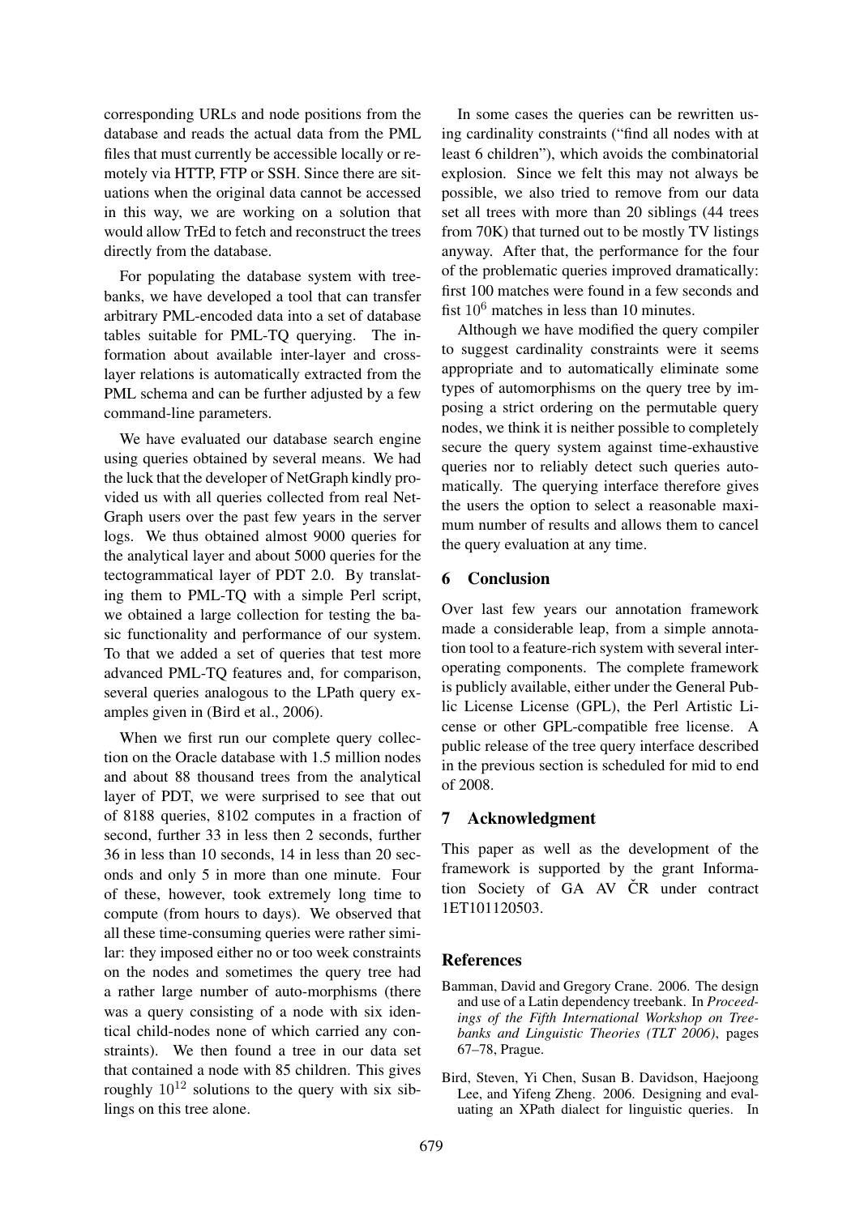corresponding URLs and node positions from the database and reads the actual data from the PML files that must currently be accessible locally or remotely via HTTP, FTP or SSH. Since there are situations when the original data cannot be accessed in this way, we are working on a solution that would allow TrEd to fetch and reconstruct the trees directly from the database.

For populating the database system with treebanks, we have developed a tool that can transfer arbitrary PML-encoded data into a set of database tables suitable for PML-TQ querying. The information about available inter-layer and cross-layer relations is automatically extracted from the PML schema and can be further adjusted by a few command-line parameters.

We have evaluated our database search engine using queries obtained by several means. We had the luck that the developer of NetGraph kindly provided us with all queries collected from real NetGraph users over the past few years in the server logs. We thus obtained almost 9000 queries for the analytical layer and about 5000 queries for the tectogrammatical layer of PDT 2.0. By translating them to PML-TQ with a simple Perl script, we obtained a large collection for testing the basic functionality and performance of our system. To that we added a set of queries that test more advanced PML-TQ features and, for comparison, several queries analogous to the LPath query examples given in (Bird et al., 2006).

When we first run our complete query collection on the Oracle database with 1.5 million nodes and about 88 thousand trees from the analytical layer of PDT, we were surprised to see that out of 8188 queries, 8102 computes in a fraction of second, further 33 in less then 2 seconds, further 36 in less than 10 seconds, 14 in less than 20 seconds and only 5 in more than one minute. Four of these, however, took extremely long time to compute (from hours to days). We observed that all these time-consuming queries were rather similar: they imposed either no or too week constraints on the nodes and sometimes the query tree had a rather large number of auto-morphisms (there was a query consisting of a node with six identical child-nodes none of which carried any constraints). We then found a tree in our data set that contained a node with 85 children. This gives roughly $10^{12}$ solutions to the query with six siblings on this tree alone.

In some cases the queries can be rewritten using cardinality constraints ("find all nodes with at least 6 children"), which avoids the combinatorial explosion. Since we felt this may not always be possible, we also tried to remove from our data set all trees with more than 20 siblings (44 trees from 70K) that turned out to be mostly TV listings anyway. After that, the performance for the four of the problematic queries improved dramatically: first 100 matches were found in a few seconds and fist $10^6$ matches in less than 10 minutes.

Although we have modified the query compiler to suggest cardinality constraints were it seems appropriate and to automatically eliminate some types of automorphisms on the query tree by imposing a strict ordering on the permutable query nodes, we think it is neither possible to completely secure the query system against time-exhaustive queries nor to reliably detect such queries automatically. The querying interface therefore gives the users the option to select a reasonable maximum number of results and allows them to cancel the query evaluation at any time.

## 6 Conclusion

Over last few years our annotation framework made a considerable leap, from a simple annotation tool to a feature-rich system with several interoperating components. The complete framework is publicly available, either under the General Public License License (GPL), the Perl Artistic License or other GPL-compatible free license. A public release of the tree query interface described in the previous section is scheduled for mid to end of 2008.

## 7 Acknowledgment

This paper as well as the development of the framework is supported by the grant Information Society of GA AV ČR under contract 1ET101120503.

## References

Bamman, David and Gregory Crane. 2006. The design and use of a Latin dependency treebank. In *Proceedings of the Fifth International Workshop on Treebanks and Linguistic Theories (TLT 2006)*, pages 67–78, Prague.

Bird, Steven, Yi Chen, Susan B. Davidson, Haejoong Lee, and Yifeng Zheng. 2006. Designing and evaluating an XPath dialect for linguistic queries. In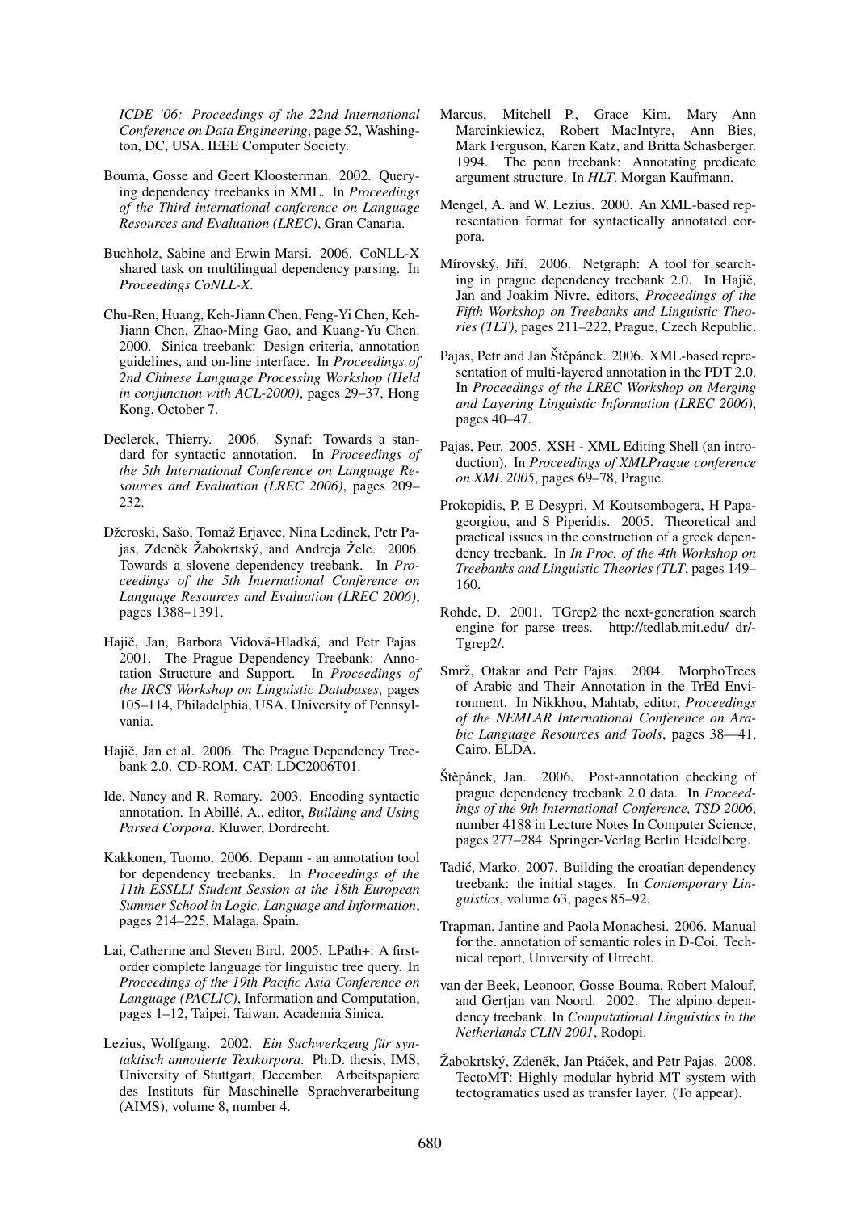*ICDE '06: Proceedings of the 22nd International Conference on Data Engineering*, page 52, Washington, DC, USA. IEEE Computer Society.

Bouma, Gosse and Geert Kloosterman. 2002. Querying dependency treebanks in XML. In *Proceedings of the Third international conference on Language Resources and Evaluation (LREC)*, Gran Canaria.

Buchholz, Sabine and Erwin Marsi. 2006. CoNLL-X shared task on multilingual dependency parsing. In *Proceedings CoNLL-X*.

Chu-Ren, Huang, Keh-Jiann Chen, Feng-Yi Chen, Keh-Jiann Chen, Zhao-Ming Gao, and Kuang-Yu Chen. 2000. Sinica treebank: Design criteria, annotation guidelines, and on-line interface. In *Proceedings of 2nd Chinese Language Processing Workshop (Held in conjunction with ACL-2000)*, pages 29–37, Hong Kong, October 7.

Declerck, Thierry. 2006. Synaf: Towards a standard for syntactic annotation. In *Proceedings of the 5th International Conference on Language Resources and Evaluation (LREC 2006)*, pages 209–232.

Džeroski, Sašo, Tomaž Erjavec, Nina Ledinek, Petr Pajas, Zdeněk Žabokrtský, and Andreja Žele. 2006. Towards a slovene dependency treebank. In *Proceedings of the 5th International Conference on Language Resources and Evaluation (LREC 2006)*, pages 1388–1391.

Hajič, Jan, Barbora Vidová-Hladká, and Petr Pajas. 2001. The Prague Dependency Treebank: Annotation Structure and Support. In *Proceedings of the IRCS Workshop on Linguistic Databases*, pages 105–114, Philadelphia, USA. University of Pennsylvania.

Hajič, Jan et al. 2006. The Prague Dependency Treebank 2.0. CD-ROM. CAT: LDC2006T01.

Ide, Nancy and R. Romary. 2003. Encoding syntactic annotation. In Abillé, A., editor, *Building and Using Parsed Corpora*. Kluwer, Dordrecht.

Kakkonen, Tuomo. 2006. Depann - an annotation tool for dependency treebanks. In *Proceedings of the 11th ESSLLI Student Session at the 18th European Summer School in Logic, Language and Information*, pages 214–225, Malaga, Spain.

Lai, Catherine and Steven Bird. 2005. LPath+: A first-order complete language for linguistic tree query. In *Proceedings of the 19th Pacific Asia Conference on Language (PACLIC)*, Information and Computation, pages 1–12, Taipei, Taiwan. Academia Sinica.

Lezius, Wolfgang. 2002. *Ein Suchwerkzeug für syntaktisch annotierte Textkorpora*. Ph.D. thesis, IMS, University of Stuttgart, December. Arbeitspapiere des Instituts für Maschinelle Sprachverarbeitung (AIMS), volume 8, number 4.

Marcus, Mitchell P., Grace Kim, Mary Ann Marcinkiewicz, Robert MacIntyre, Ann Bies, Mark Ferguson, Karen Katz, and Britta Schasberger. 1994. The penn treebank: Annotating predicate argument structure. In *HLT*. Morgan Kaufmann.

Mengel, A. and W. Lezius. 2000. An XML-based representation format for syntactically annotated corpora.

Mírovský, Jiří. 2006. Netgraph: A tool for searching in prague dependency treebank 2.0. In Hajič, Jan and Joakim Nivre, editors, *Proceedings of the Fifth Workshop on Treebanks and Linguistic Theories (TLT)*, pages 211–222, Prague, Czech Republic.

Pajas, Petr and Jan Štěpánek. 2006. XML-based representation of multi-layered annotation in the PDT 2.0. In *Proceedings of the LREC Workshop on Merging and Layering Linguistic Information (LREC 2006)*, pages 40–47.

Pajas, Petr. 2005. XSH - XML Editing Shell (an introduction). In *Proceedings of XMLPrague conference on XML 2005*, pages 69–78, Prague.

Prokopidis, P, E Desypri, M Koutsombogera, H Papageorgiou, and S Piperidis. 2005. Theoretical and practical issues in the construction of a greek dependency treebank. In *In Proc. of the 4th Workshop on Treebanks and Linguistic Theories (TLT*, pages 149–160.

Rohde, D. 2001. TGrep2 the next-generation search engine for parse trees. http://tedlab.mit.edu/ dr/-Tgrep2/.

Smrž, Otakar and Petr Pajas. 2004. MorphoTrees of Arabic and Their Annotation in the TrEd Environment. In Nikkhou, Mahtab, editor, *Proceedings of the NEMLAR International Conference on Arabic Language Resources and Tools*, pages 38—41, Cairo. ELDA.

Štěpánek, Jan. 2006. Post-annotation checking of prague dependency treebank 2.0 data. In *Proceedings of the 9th International Conference, TSD 2006*, number 4188 in Lecture Notes In Computer Science, pages 277–284. Springer-Verlag Berlin Heidelberg.

Tadić, Marko. 2007. Building the croatian dependency treebank: the initial stages. In *Contemporary Linguistics*, volume 63, pages 85–92.

Trapman, Jantine and Paola Monachesi. 2006. Manual for the. annotation of semantic roles in D-Coi. Technical report, University of Utrecht.

van der Beek, Leonoor, Gosse Bouma, Robert Malouf, and Gertjan van Noord. 2002. The alpino dependency treebank. In *Computational Linguistics in the Netherlands CLIN 2001*, Rodopi.

Žabokrtský, Zdeněk, Jan Ptáček, and Petr Pajas. 2008. TectoMT: Highly modular hybrid MT system with tectogramatics used as transfer layer. (To appear).